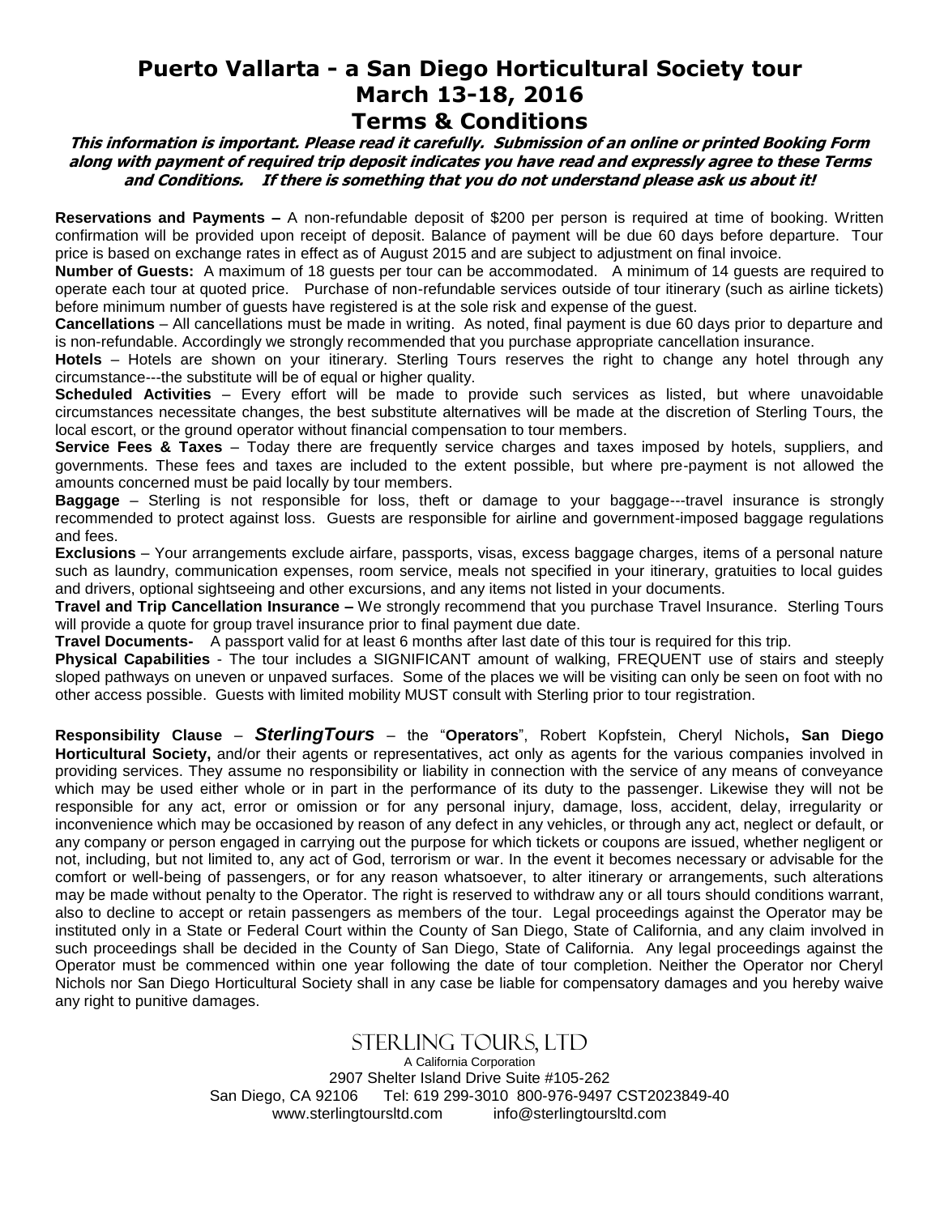# Puerto Vallarta - a San Diego Horticultural Society tour
# March 13-18, 2016
# Terms & Conditions

***This information is important. Please read it carefully. Submission of an online or printed Booking Form along with payment of required trip deposit indicates you have read and expressly agree to these Terms and Conditions. If there is something that you do not understand please ask us about it!***

**Reservations and Payments –** A non-refundable deposit of $200 per person is required at time of booking. Written confirmation will be provided upon receipt of deposit. Balance of payment will be due 60 days before departure. Tour price is based on exchange rates in effect as of August 2015 and are subject to adjustment on final invoice.

**Number of Guests:** A maximum of 18 guests per tour can be accommodated. A minimum of 14 guests are required to operate each tour at quoted price. Purchase of non-refundable services outside of tour itinerary (such as airline tickets) before minimum number of guests have registered is at the sole risk and expense of the guest.

**Cancellations** – All cancellations must be made in writing. As noted, final payment is due 60 days prior to departure and is non-refundable. Accordingly we strongly recommended that you purchase appropriate cancellation insurance.

**Hotels** – Hotels are shown on your itinerary. Sterling Tours reserves the right to change any hotel through any circumstance---the substitute will be of equal or higher quality.

**Scheduled Activities** – Every effort will be made to provide such services as listed, but where unavoidable circumstances necessitate changes, the best substitute alternatives will be made at the discretion of Sterling Tours, the local escort, or the ground operator without financial compensation to tour members.

**Service Fees & Taxes** – Today there are frequently service charges and taxes imposed by hotels, suppliers, and governments. These fees and taxes are included to the extent possible, but where pre-payment is not allowed the amounts concerned must be paid locally by tour members.

**Baggage** – Sterling is not responsible for loss, theft or damage to your baggage---travel insurance is strongly recommended to protect against loss. Guests are responsible for airline and government-imposed baggage regulations and fees.

**Exclusions** – Your arrangements exclude airfare, passports, visas, excess baggage charges, items of a personal nature such as laundry, communication expenses, room service, meals not specified in your itinerary, gratuities to local guides and drivers, optional sightseeing and other excursions, and any items not listed in your documents.

**Travel and Trip Cancellation Insurance –** We strongly recommend that you purchase Travel Insurance. Sterling Tours will provide a quote for group travel insurance prior to final payment due date.

**Travel Documents-** A passport valid for at least 6 months after last date of this tour is required for this trip.

**Physical Capabilities** - The tour includes a SIGNIFICANT amount of walking, FREQUENT use of stairs and steeply sloped pathways on uneven or unpaved surfaces. Some of the places we will be visiting can only be seen on foot with no other access possible. Guests with limited mobility MUST consult with Sterling prior to tour registration.

**Responsibility Clause** – ***SterlingTours*** – the "**Operators**", Robert Kopfstein, Cheryl Nichols**, San Diego Horticultural Society,** and/or their agents or representatives, act only as agents for the various companies involved in providing services. They assume no responsibility or liability in connection with the service of any means of conveyance which may be used either whole or in part in the performance of its duty to the passenger. Likewise they will not be responsible for any act, error or omission or for any personal injury, damage, loss, accident, delay, irregularity or inconvenience which may be occasioned by reason of any defect in any vehicles, or through any act, neglect or default, or any company or person engaged in carrying out the purpose for which tickets or coupons are issued, whether negligent or not, including, but not limited to, any act of God, terrorism or war. In the event it becomes necessary or advisable for the comfort or well-being of passengers, or for any reason whatsoever, to alter itinerary or arrangements, such alterations may be made without penalty to the Operator. The right is reserved to withdraw any or all tours should conditions warrant, also to decline to accept or retain passengers as members of the tour. Legal proceedings against the Operator may be instituted only in a State or Federal Court within the County of San Diego, State of California, and any claim involved in such proceedings shall be decided in the County of San Diego, State of California. Any legal proceedings against the Operator must be commenced within one year following the date of tour completion. Neither the Operator nor Cheryl Nichols nor San Diego Horticultural Society shall in any case be liable for compensatory damages and you hereby waive any right to punitive damages.

STERLING TOURS, LTD
A California Corporation
2907 Shelter Island Drive Suite #105-262
San Diego, CA 92106 Tel: 619 299-3010 800-976-9497 CST2023849-40
www.sterlingtoursltd.com info@sterlingtoursltd.com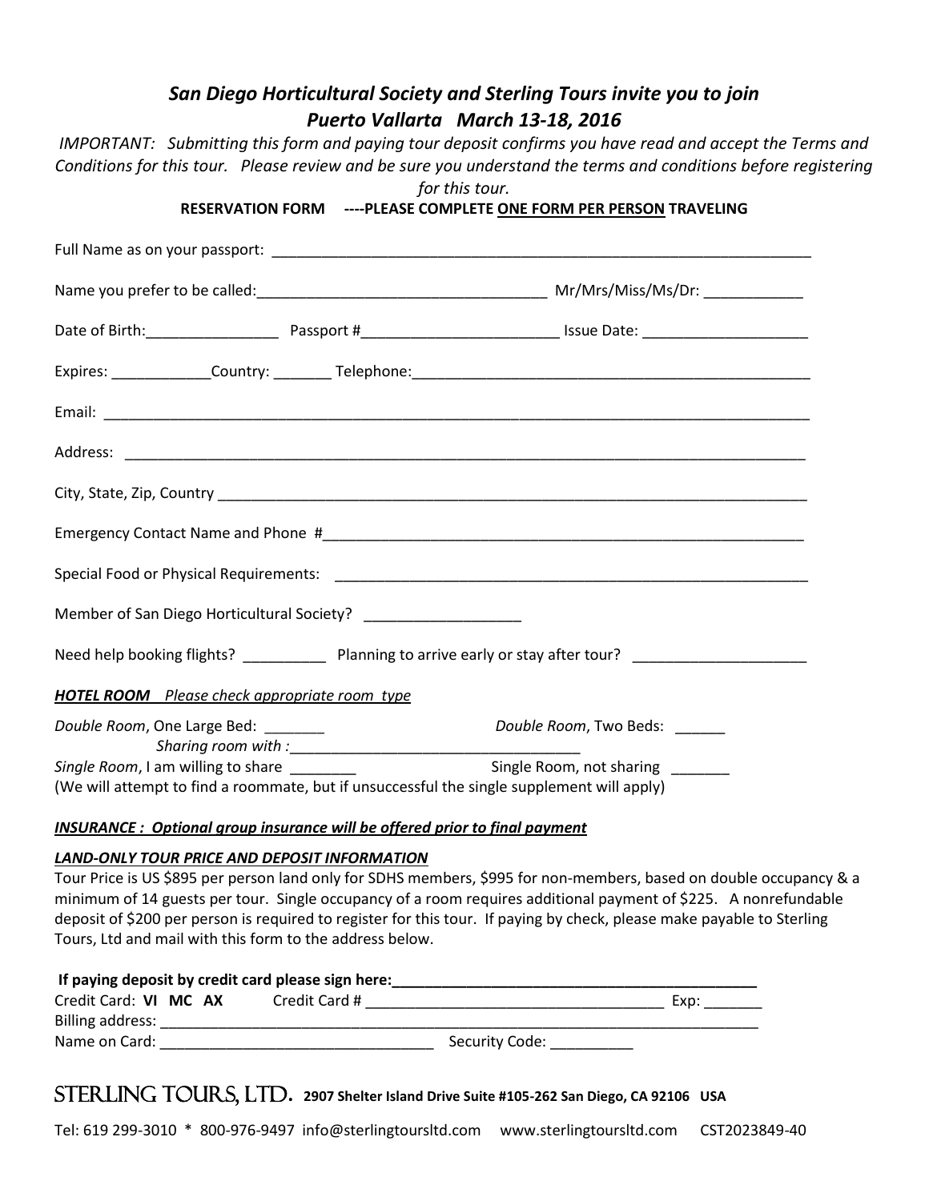## *San Diego Horticultural Society and Sterling Tours invite you to join Puerto Vallarta March 13-18, 2016*

*IMPORTANT: Submitting this form and paying tour deposit confirms you have read and accept the Terms and Conditions for this tour. Please review and be sure you understand the terms and conditions before registering for this tour.*

**RESERVATION FORM ----PLEASE COMPLETE ONE FORM PER PERSON TRAVELING**

Full Name as on your passport: ____________________________________________________________________

Name you prefer to be called:____________________________________ Mr/Mrs/Miss/Ms/Dr: ____________

Date of Birth:________________ Passport #________________________ Issue Date: ____________________

Expires: ____________Country: _______ Telephone:__________________________________________________

Email: _________________________________________________________________________________________

Address: ______________________________________________________________________________________

City, State, Zip, Country ____________________________________________________________________________

Emergency Contact Name and Phone #___________________________________________________________

Special Food or Physical Requirements: ___________________________________________________________

Member of San Diego Horticultural Society? ___________________

Need help booking flights? __________ Planning to arrive early or stay after tour? _____________________

***HOTEL ROOM*** *Please check appropriate room type*

*Double Room*, One Large Bed: _______

Sharing room with :___________________________________

*Double Room*, Two Beds: ______

*Single Room*, I am willing to share ________

Single Room, not sharing _______

(We will attempt to find a roommate, but if unsuccessful the single supplement will apply)

***INSURANCE : Optional group insurance will be offered prior to final payment***

***LAND-ONLY TOUR PRICE AND DEPOSIT INFORMATION***

Tour Price is US $895 per person land only for SDHS members, $995 for non-members, based on double occupancy & a minimum of 14 guests per tour. Single occupancy of a room requires additional payment of $225. A nonrefundable deposit of $200 per person is required to register for this tour. If paying by check, please make payable to Sterling Tours, Ltd and mail with this form to the address below.

**If paying deposit by credit card please sign here:_____________________________________________**

Credit Card: **VI MC AX** Credit Card # ____________________________________ Exp: _______

Billing address: ___________________________________________________________________________

Name on Card: _________________________________ Security Code: __________

STERLING TOURS, LTD. **2907 Shelter Island Drive Suite #105-262 San Diego, CA 92106 USA**

Tel: 619 299-3010 * 800-976-9497 info@sterlingtoursltd.com www.sterlingtoursltd.com CST2023849-40